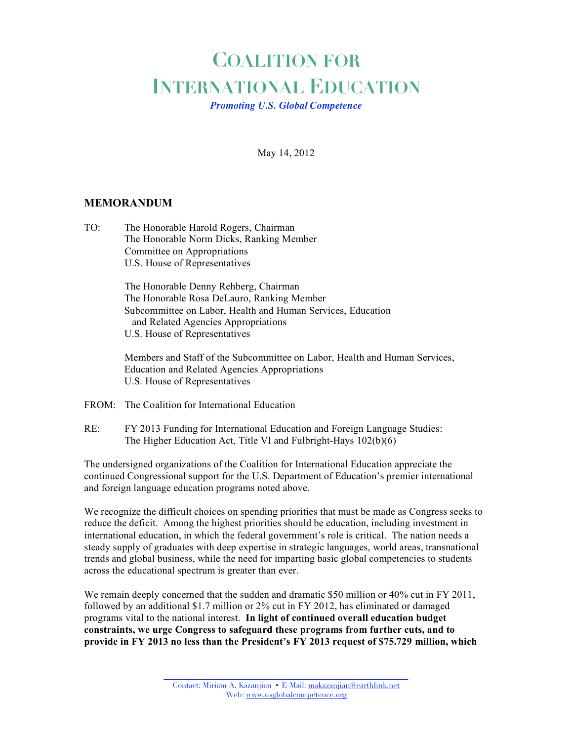# Coalition for International Education

*Promoting U.S. Global Competence*

May 14, 2012

## MEMORANDUM

TO: The Honorable Harold Rogers, Chairman
The Honorable Norm Dicks, Ranking Member
Committee on Appropriations
U.S. House of Representatives

The Honorable Denny Rehberg, Chairman
The Honorable Rosa DeLauro, Ranking Member
Subcommittee on Labor, Health and Human Services, Education and Related Agencies Appropriations
U.S. House of Representatives

Members and Staff of the Subcommittee on Labor, Health and Human Services, Education and Related Agencies Appropriations
U.S. House of Representatives

FROM: The Coalition for International Education

RE: FY 2013 Funding for International Education and Foreign Language Studies: The Higher Education Act, Title VI and Fulbright-Hays 102(b)(6)

The undersigned organizations of the Coalition for International Education appreciate the continued Congressional support for the U.S. Department of Education's premier international and foreign language education programs noted above.

We recognize the difficult choices on spending priorities that must be made as Congress seeks to reduce the deficit. Among the highest priorities should be education, including investment in international education, in which the federal government's role is critical. The nation needs a steady supply of graduates with deep expertise in strategic languages, world areas, transnational trends and global business, while the need for imparting basic global competencies to students across the educational spectrum is greater than ever.

We remain deeply concerned that the sudden and dramatic $50 million or 40% cut in FY 2011, followed by an additional $1.7 million or 2% cut in FY 2012, has eliminated or damaged programs vital to the national interest. **In light of continued overall education budget constraints, we urge Congress to safeguard these programs from further cuts, and to provide in FY 2013 no less than the President's FY 2013 request of $75.729 million, which**

Contact: Miriam A. Kazanjian • E-Mail: makazanjian@earthlink.net
Web: www.usglobalcompetence.org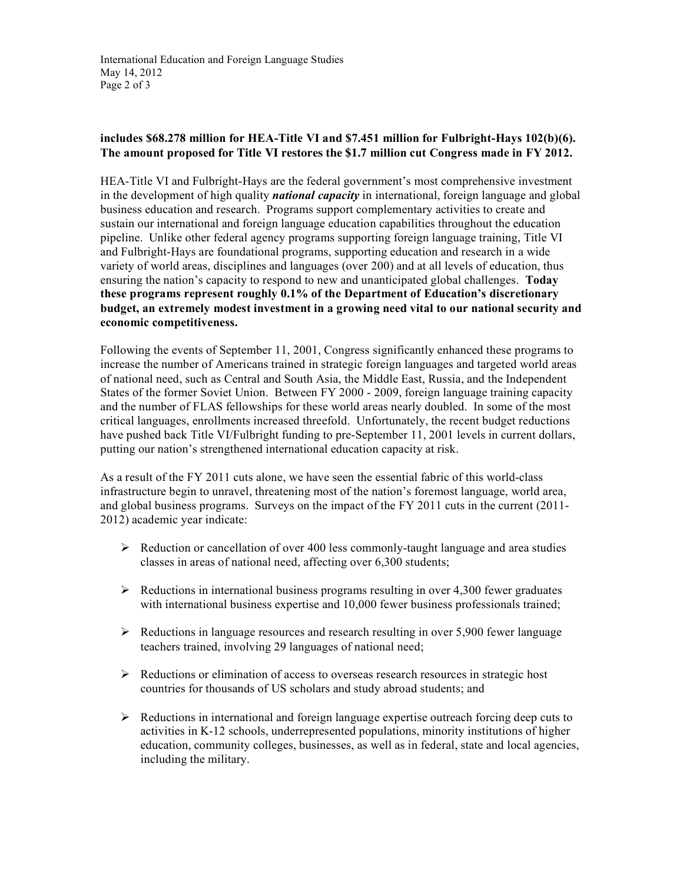**includes $68.278 million for HEA-Title VI and $7.451 million for Fulbright-Hays 102(b)(6). The amount proposed for Title VI restores the $1.7 million cut Congress made in FY 2012.**

HEA-Title VI and Fulbright-Hays are the federal government's most comprehensive investment in the development of high quality ***national capacity*** in international, foreign language and global business education and research. Programs support complementary activities to create and sustain our international and foreign language education capabilities throughout the education pipeline. Unlike other federal agency programs supporting foreign language training, Title VI and Fulbright-Hays are foundational programs, supporting education and research in a wide variety of world areas, disciplines and languages (over 200) and at all levels of education, thus ensuring the nation's capacity to respond to new and unanticipated global challenges. **Today these programs represent roughly 0.1% of the Department of Education's discretionary budget, an extremely modest investment in a growing need vital to our national security and economic competitiveness.**

Following the events of September 11, 2001, Congress significantly enhanced these programs to increase the number of Americans trained in strategic foreign languages and targeted world areas of national need, such as Central and South Asia, the Middle East, Russia, and the Independent States of the former Soviet Union. Between FY 2000 - 2009, foreign language training capacity and the number of FLAS fellowships for these world areas nearly doubled. In some of the most critical languages, enrollments increased threefold. Unfortunately, the recent budget reductions have pushed back Title VI/Fulbright funding to pre-September 11, 2001 levels in current dollars, putting our nation's strengthened international education capacity at risk.

As a result of the FY 2011 cuts alone, we have seen the essential fabric of this world-class infrastructure begin to unravel, threatening most of the nation's foremost language, world area, and global business programs. Surveys on the impact of the FY 2011 cuts in the current (2011-2012) academic year indicate:

- Reduction or cancellation of over 400 less commonly-taught language and area studies classes in areas of national need, affecting over 6,300 students;
- Reductions in international business programs resulting in over 4,300 fewer graduates with international business expertise and 10,000 fewer business professionals trained;
- Reductions in language resources and research resulting in over 5,900 fewer language teachers trained, involving 29 languages of national need;
- Reductions or elimination of access to overseas research resources in strategic host countries for thousands of US scholars and study abroad students; and
- Reductions in international and foreign language expertise outreach forcing deep cuts to activities in K-12 schools, underrepresented populations, minority institutions of higher education, community colleges, businesses, as well as in federal, state and local agencies, including the military.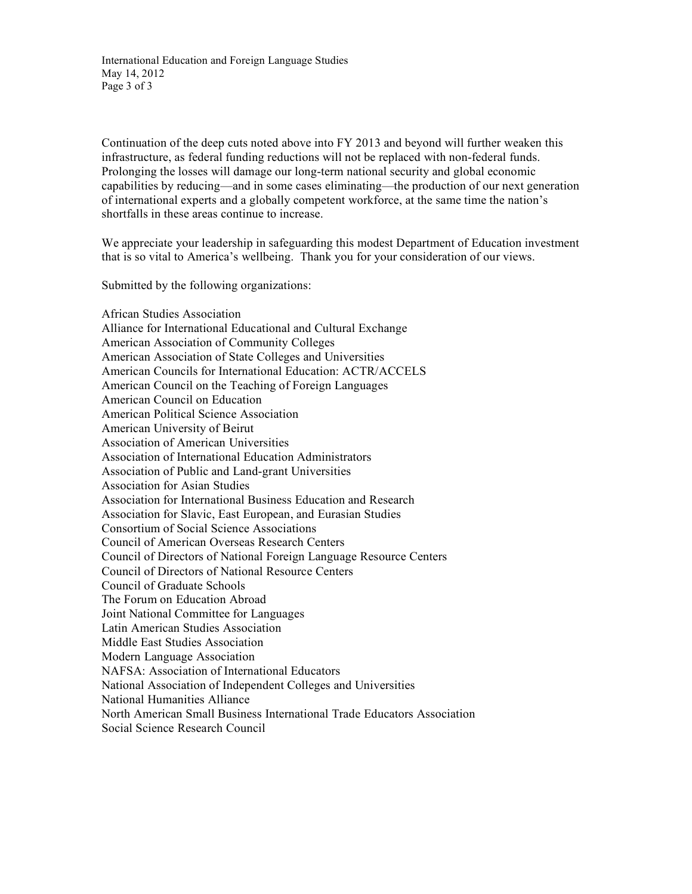Continuation of the deep cuts noted above into FY 2013 and beyond will further weaken this infrastructure, as federal funding reductions will not be replaced with non-federal funds. Prolonging the losses will damage our long-term national security and global economic capabilities by reducing—and in some cases eliminating—the production of our next generation of international experts and a globally competent workforce, at the same time the nation's shortfalls in these areas continue to increase.

We appreciate your leadership in safeguarding this modest Department of Education investment that is so vital to America's wellbeing. Thank you for your consideration of our views.

Submitted by the following organizations:

African Studies Association
Alliance for International Educational and Cultural Exchange
American Association of Community Colleges
American Association of State Colleges and Universities
American Councils for International Education: ACTR/ACCELS
American Council on the Teaching of Foreign Languages
American Council on Education
American Political Science Association
American University of Beirut
Association of American Universities
Association of International Education Administrators
Association of Public and Land-grant Universities
Association for Asian Studies
Association for International Business Education and Research
Association for Slavic, East European, and Eurasian Studies
Consortium of Social Science Associations
Council of American Overseas Research Centers
Council of Directors of National Foreign Language Resource Centers
Council of Directors of National Resource Centers
Council of Graduate Schools
The Forum on Education Abroad
Joint National Committee for Languages
Latin American Studies Association
Middle East Studies Association
Modern Language Association
NAFSA: Association of International Educators
National Association of Independent Colleges and Universities
National Humanities Alliance
North American Small Business International Trade Educators Association
Social Science Research Council